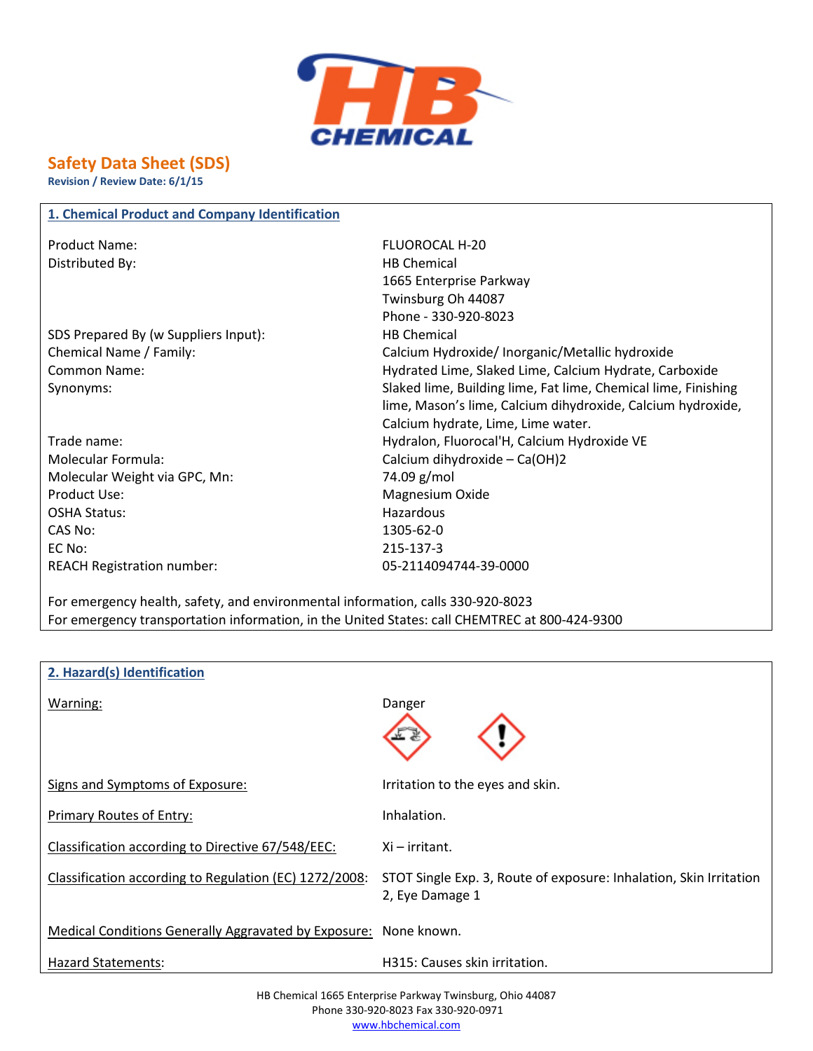# Safety Data Sheet (SDS)

**Revision / Review Date: 6/1/15**

## 1. Chemical Product and Company Identification

| | |
|---|---|
| Product Name: | FLUOROCAL H-20 |
| Distributed By: | HB Chemical<br>1665 Enterprise Parkway<br>Twinsburg Oh 44087<br>Phone - 330-920-8023 |
| SDS Prepared By (w Suppliers Input): | HB Chemical |
| Chemical Name / Family: | Calcium Hydroxide/ Inorganic/Metallic hydroxide |
| Common Name: | Hydrated Lime, Slaked Lime, Calcium Hydrate, Carboxide |
| Synonyms: | Slaked lime, Building lime, Fat lime, Chemical lime, Finishing lime, Mason's lime, Calcium dihydroxide, Calcium hydroxide, Calcium hydrate, Lime, Lime water. |
| Trade name: | Hydralon, Fluorocal'H, Calcium Hydroxide VE |
| Molecular Formula: | Calcium dihydroxide – $Ca(OH)_2$ |
| Molecular Weight via GPC, Mn: | 74.09 g/mol |
| Product Use: | Magnesium Oxide |
| OSHA Status: | Hazardous |
| CAS No: | 1305-62-0 |
| EC No: | 215-137-3 |
| REACH Registration number: | 05-2114094744-39-0000 |

For emergency health, safety, and environmental information, calls 330-920-8023
For emergency transportation information, in the United States: call CHEMTREC at 800-424-9300

## 2. Hazard(s) Identification

| | |
|---|---|
| Warning: | Danger |
| Signs and Symptoms of Exposure: | Irritation to the eyes and skin. |
| Primary Routes of Entry: | Inhalation. |
| Classification according to Directive 67/548/EEC: | Xi – irritant. |
| Classification according to Regulation (EC) 1272/2008: | STOT Single Exp. 3, Route of exposure: Inhalation, Skin Irritation 2, Eye Damage 1 |
| Medical Conditions Generally Aggravated by Exposure: | None known. |
| Hazard Statements: | H315: Causes skin irritation. |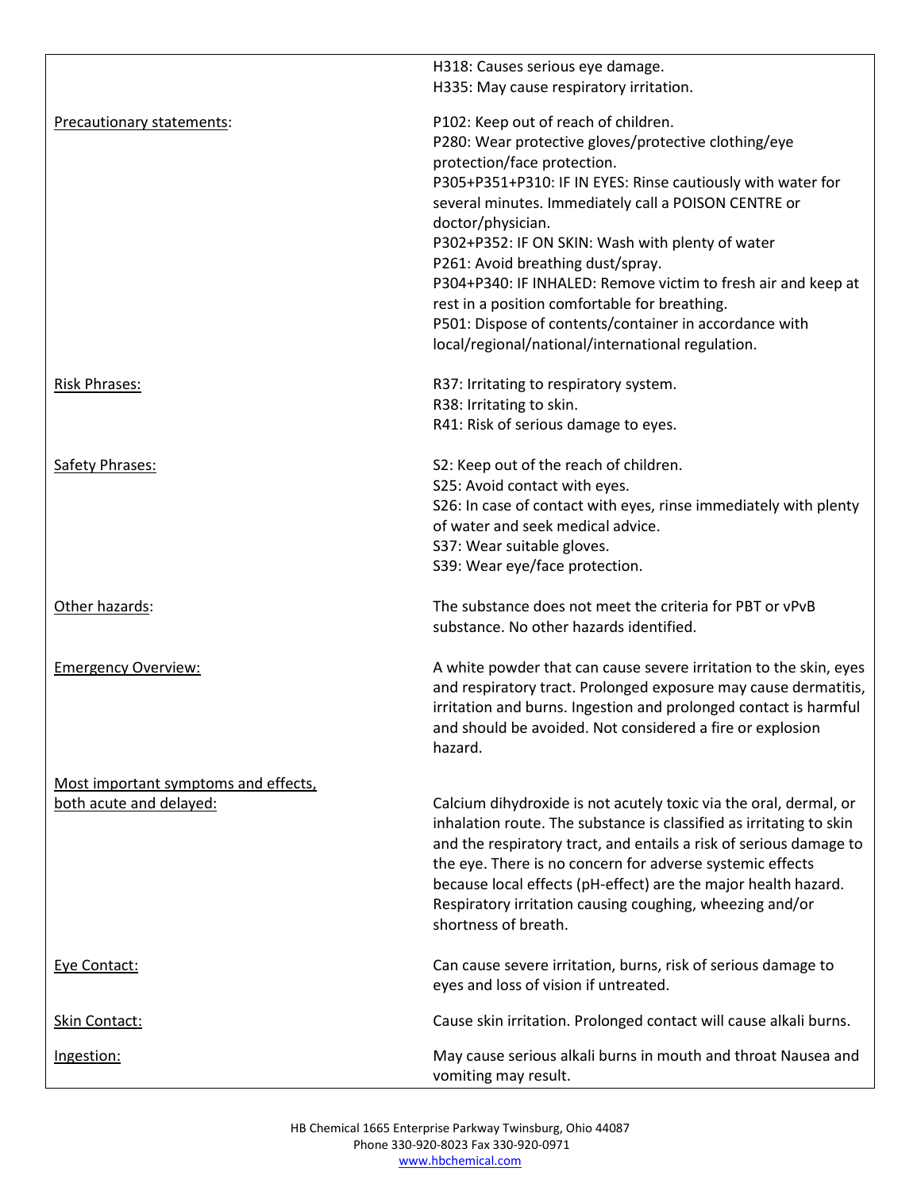| | |
|---|---|
| | H318: Causes serious eye damage.<br>H335: May cause respiratory irritation. |
| Precautionary statements: | P102: Keep out of reach of children.<br>P280: Wear protective gloves/protective clothing/eye protection/face protection.<br>P305+P351+P310: IF IN EYES: Rinse cautiously with water for several minutes. Immediately call a POISON CENTRE or doctor/physician.<br>P302+P352: IF ON SKIN: Wash with plenty of water<br>P261: Avoid breathing dust/spray.<br>P304+P340: IF INHALED: Remove victim to fresh air and keep at rest in a position comfortable for breathing.<br>P501: Dispose of contents/container in accordance with local/regional/national/international regulation. |
| Risk Phrases: | R37: Irritating to respiratory system.<br>R38: Irritating to skin.<br>R41: Risk of serious damage to eyes. |
| Safety Phrases: | S2: Keep out of the reach of children.<br>S25: Avoid contact with eyes.<br>S26: In case of contact with eyes, rinse immediately with plenty of water and seek medical advice.<br>S37: Wear suitable gloves.<br>S39: Wear eye/face protection. |
| Other hazards: | The substance does not meet the criteria for PBT or vPvB substance. No other hazards identified. |
| Emergency Overview: | A white powder that can cause severe irritation to the skin, eyes and respiratory tract. Prolonged exposure may cause dermatitis, irritation and burns. Ingestion and prolonged contact is harmful and should be avoided. Not considered a fire or explosion hazard. |
| Most important symptoms and effects, both acute and delayed: | Calcium dihydroxide is not acutely toxic via the oral, dermal, or inhalation route. The substance is classified as irritating to skin and the respiratory tract, and entails a risk of serious damage to the eye. There is no concern for adverse systemic effects because local effects (pH-effect) are the major health hazard. Respiratory irritation causing coughing, wheezing and/or shortness of breath. |
| Eye Contact: | Can cause severe irritation, burns, risk of serious damage to eyes and loss of vision if untreated. |
| Skin Contact: | Cause skin irritation. Prolonged contact will cause alkali burns. |
| Ingestion: | May cause serious alkali burns in mouth and throat Nausea and vomiting may result. |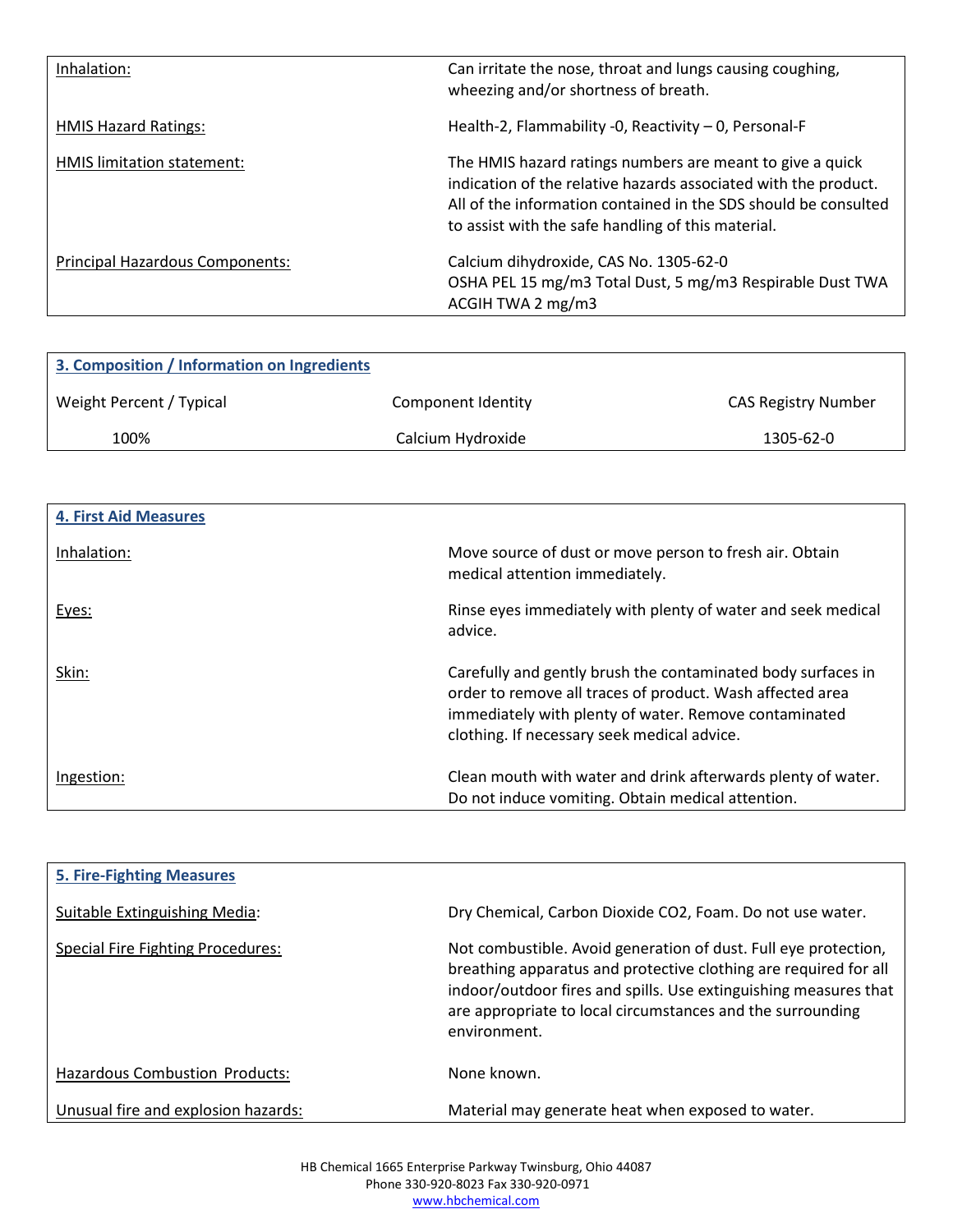| | |
|---|---|
| Inhalation: | Can irritate the nose, throat and lungs causing coughing, wheezing and/or shortness of breath. |
| HMIS Hazard Ratings: | Health-2, Flammability -0, Reactivity – 0, Personal-F |
| HMIS limitation statement: | The HMIS hazard ratings numbers are meant to give a quick indication of the relative hazards associated with the product. All of the information contained in the SDS should be consulted to assist with the safe handling of this material. |
| Principal Hazardous Components: | Calcium dihydroxide, CAS No. 1305-62-0<br>OSHA PEL 15 mg/m3 Total Dust, 5 mg/m3 Respirable Dust TWA<br>ACGIH TWA 2 mg/m3 |

## 3. Composition / Information on Ingredients

| Weight Percent / Typical | Component Identity | CAS Registry Number |
|---|---|---|
| 100% | Calcium Hydroxide | 1305-62-0 |

## 4. First Aid Measures

| | |
|---|---|
| Inhalation: | Move source of dust or move person to fresh air. Obtain medical attention immediately. |
| Eyes: | Rinse eyes immediately with plenty of water and seek medical advice. |
| Skin: | Carefully and gently brush the contaminated body surfaces in order to remove all traces of product. Wash affected area immediately with plenty of water. Remove contaminated clothing. If necessary seek medical advice. |
| Ingestion: | Clean mouth with water and drink afterwards plenty of water. Do not induce vomiting. Obtain medical attention. |

## 5. Fire-Fighting Measures

| | |
|---|---|
| Suitable Extinguishing Media: | Dry Chemical, Carbon Dioxide $CO_2$, Foam. Do not use water. |
| Special Fire Fighting Procedures: | Not combustible. Avoid generation of dust. Full eye protection, breathing apparatus and protective clothing are required for all indoor/outdoor fires and spills. Use extinguishing measures that are appropriate to local circumstances and the surrounding environment. |
| Hazardous Combustion Products: | None known. |
| Unusual fire and explosion hazards: | Material may generate heat when exposed to water. |

HB Chemical 1665 Enterprise Parkway Twinsburg, Ohio 44087
Phone 330-920-8023 Fax 330-920-0971
www.hbchemical.com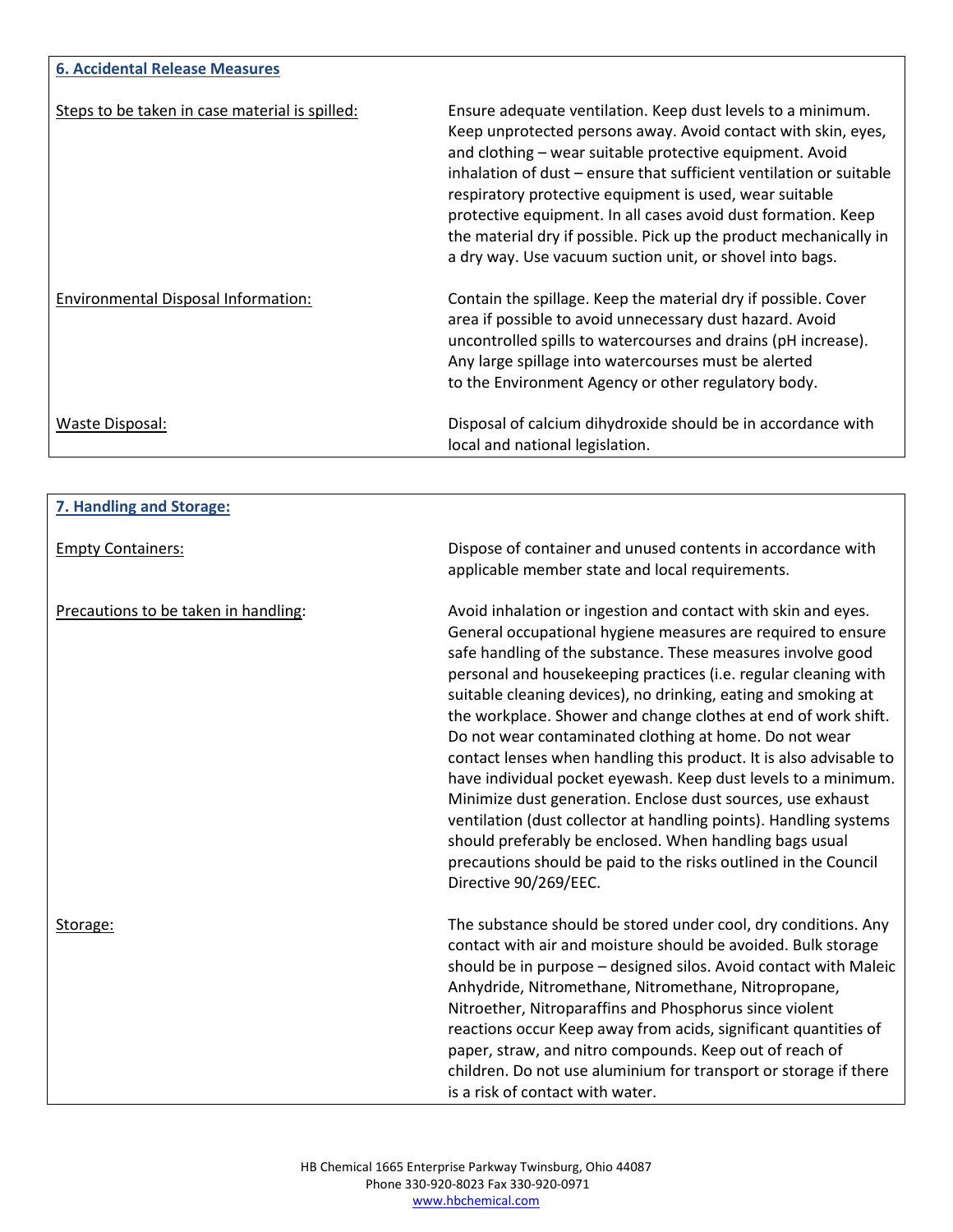## 6. Accidental Release Measures

| | |
|---|---|
| Steps to be taken in case material is spilled: | Ensure adequate ventilation. Keep dust levels to a minimum. Keep unprotected persons away. Avoid contact with skin, eyes, and clothing – wear suitable protective equipment. Avoid inhalation of dust – ensure that sufficient ventilation or suitable respiratory protective equipment is used, wear suitable protective equipment. In all cases avoid dust formation. Keep the material dry if possible. Pick up the product mechanically in a dry way. Use vacuum suction unit, or shovel into bags. |
| Environmental Disposal Information: | Contain the spillage. Keep the material dry if possible. Cover area if possible to avoid unnecessary dust hazard. Avoid uncontrolled spills to watercourses and drains (pH increase). Any large spillage into watercourses must be alerted to the Environment Agency or other regulatory body. |
| Waste Disposal: | Disposal of calcium dihydroxide should be in accordance with local and national legislation. |

## 7. Handling and Storage:

| | |
|---|---|
| Empty Containers: | Dispose of container and unused contents in accordance with applicable member state and local requirements. |
| Precautions to be taken in handling: | Avoid inhalation or ingestion and contact with skin and eyes. General occupational hygiene measures are required to ensure safe handling of the substance. These measures involve good personal and housekeeping practices (i.e. regular cleaning with suitable cleaning devices), no drinking, eating and smoking at the workplace. Shower and change clothes at end of work shift. Do not wear contaminated clothing at home. Do not wear contact lenses when handling this product. It is also advisable to have individual pocket eyewash. Keep dust levels to a minimum. Minimize dust generation. Enclose dust sources, use exhaust ventilation (dust collector at handling points). Handling systems should preferably be enclosed. When handling bags usual precautions should be paid to the risks outlined in the Council Directive 90/269/EEC. |
| Storage: | The substance should be stored under cool, dry conditions. Any contact with air and moisture should be avoided. Bulk storage should be in purpose – designed silos. Avoid contact with Maleic Anhydride, Nitromethane, Nitromethane, Nitropropane, Nitroether, Nitroparaffins and Phosphorus since violent reactions occur Keep away from acids, significant quantities of paper, straw, and nitro compounds. Keep out of reach of children. Do not use aluminium for transport or storage if there is a risk of contact with water. |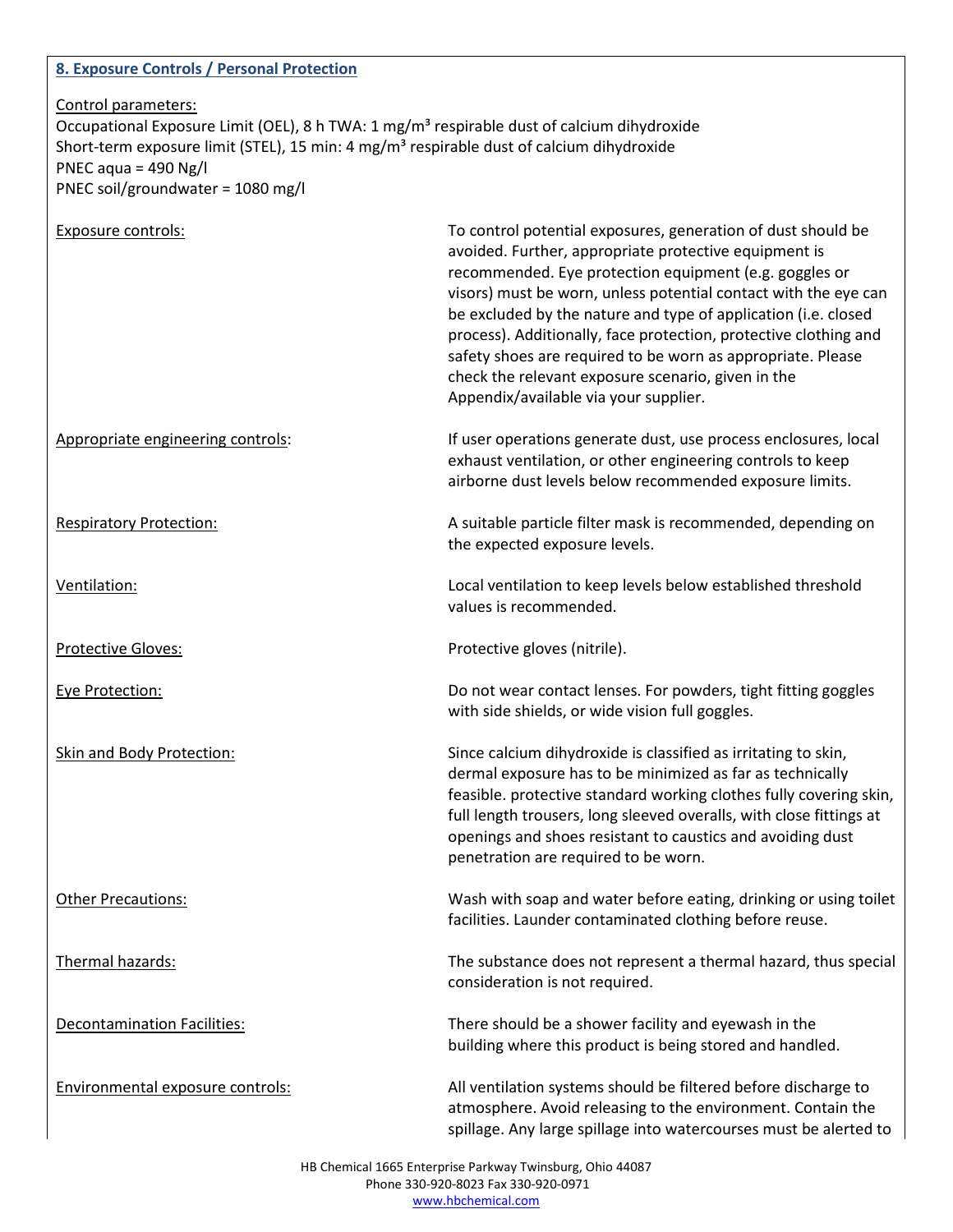## 8. Exposure Controls / Personal Protection

Control parameters:

Occupational Exposure Limit (OEL), 8 h TWA: 1 mg/m³ respirable dust of calcium dihydroxide
Short-term exposure limit (STEL), 15 min: 4 mg/m³ respirable dust of calcium dihydroxide
PNEC aqua = 490 Ng/l
PNEC soil/groundwater = 1080 mg/l

| | |
|---|---|
| Exposure controls: | To control potential exposures, generation of dust should be avoided. Further, appropriate protective equipment is recommended. Eye protection equipment (e.g. goggles or visors) must be worn, unless potential contact with the eye can be excluded by the nature and type of application (i.e. closed process). Additionally, face protection, protective clothing and safety shoes are required to be worn as appropriate. Please check the relevant exposure scenario, given in the Appendix/available via your supplier. |
| Appropriate engineering controls: | If user operations generate dust, use process enclosures, local exhaust ventilation, or other engineering controls to keep airborne dust levels below recommended exposure limits. |
| Respiratory Protection: | A suitable particle filter mask is recommended, depending on the expected exposure levels. |
| Ventilation: | Local ventilation to keep levels below established threshold values is recommended. |
| Protective Gloves: | Protective gloves (nitrile). |
| Eye Protection: | Do not wear contact lenses. For powders, tight fitting goggles with side shields, or wide vision full goggles. |
| Skin and Body Protection: | Since calcium dihydroxide is classified as irritating to skin, dermal exposure has to be minimized as far as technically feasible. protective standard working clothes fully covering skin, full length trousers, long sleeved overalls, with close fittings at openings and shoes resistant to caustics and avoiding dust penetration are required to be worn. |
| Other Precautions: | Wash with soap and water before eating, drinking or using toilet facilities. Launder contaminated clothing before reuse. |
| Thermal hazards: | The substance does not represent a thermal hazard, thus special consideration is not required. |
| Decontamination Facilities: | There should be a shower facility and eyewash in the building where this product is being stored and handled. |
| Environmental exposure controls: | All ventilation systems should be filtered before discharge to atmosphere. Avoid releasing to the environment. Contain the spillage. Any large spillage into watercourses must be alerted to |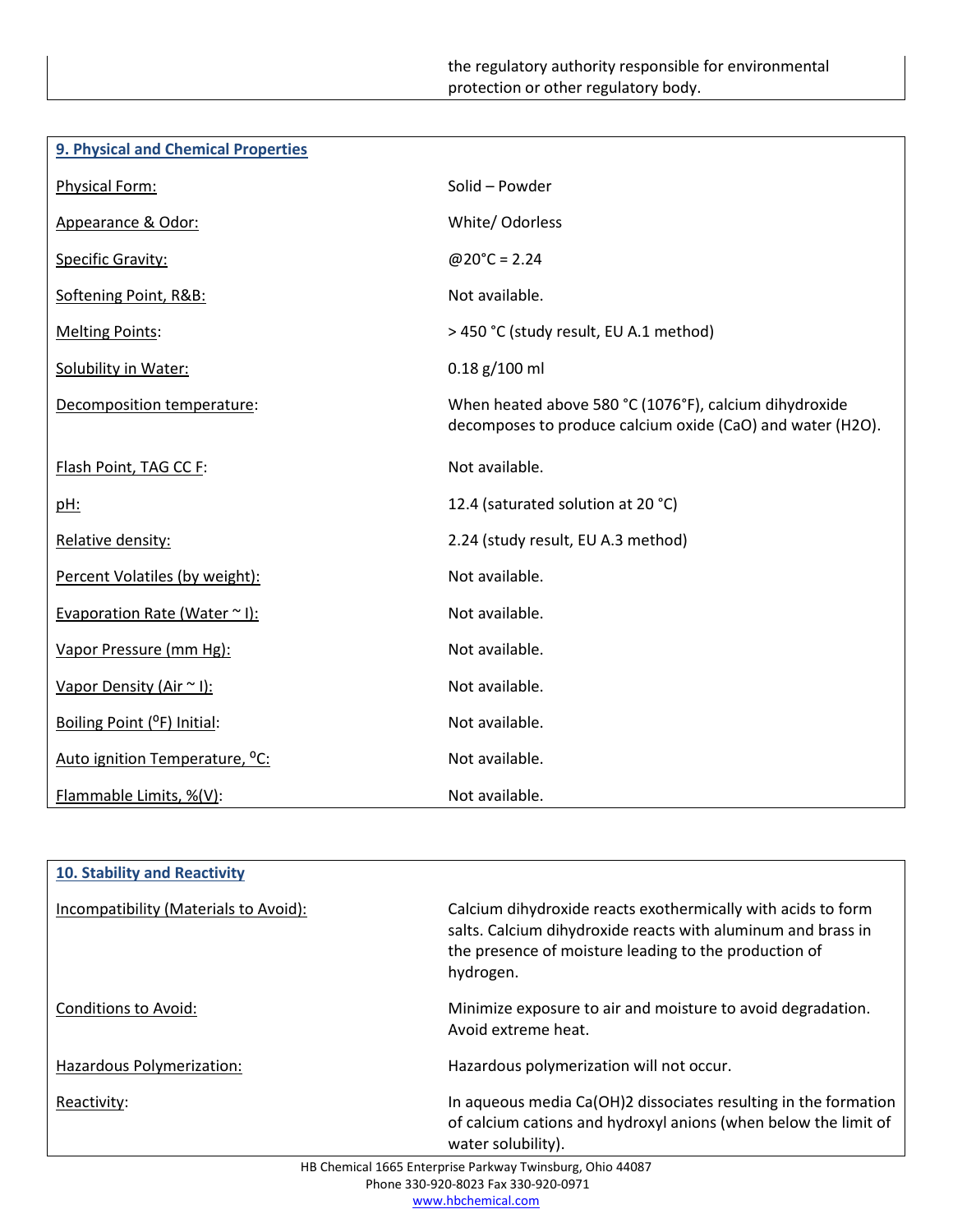the regulatory authority responsible for environmental protection or other regulatory body.

## 9. Physical and Chemical Properties

| Property | Value |
|---|---|
| Physical Form: | Solid – Powder |
| Appearance & Odor: | White/ Odorless |
| Specific Gravity: | @20°C = 2.24 |
| Softening Point, R&B: | Not available. |
| Melting Points: | > 450 °C (study result, EU A.1 method) |
| Solubility in Water: | 0.18 g/100 ml |
| Decomposition temperature: | When heated above 580 °C (1076°F), calcium dihydroxide decomposes to produce calcium oxide (CaO) and water ($H_2O$). |
| Flash Point, TAG CC F: | Not available. |
| pH: | 12.4 (saturated solution at 20 °C) |
| Relative density: | 2.24 (study result, EU A.3 method) |
| Percent Volatiles (by weight): | Not available. |
| Evaporation Rate (Water ~ I): | Not available. |
| Vapor Pressure (mm Hg): | Not available. |
| Vapor Density (Air ~ I): | Not available. |
| Boiling Point (°F) Initial: | Not available. |
| Auto ignition Temperature, °C: | Not available. |
| Flammable Limits, %(V): | Not available. |

## 10. Stability and Reactivity

| Property | Value |
|---|---|
| Incompatibility (Materials to Avoid): | Calcium dihydroxide reacts exothermically with acids to form salts. Calcium dihydroxide reacts with aluminum and brass in the presence of moisture leading to the production of hydrogen. |
| Conditions to Avoid: | Minimize exposure to air and moisture to avoid degradation. Avoid extreme heat. |
| Hazardous Polymerization: | Hazardous polymerization will not occur. |
| Reactivity: | In aqueous media $Ca(OH)_2$ dissociates resulting in the formation of calcium cations and hydroxyl anions (when below the limit of water solubility). |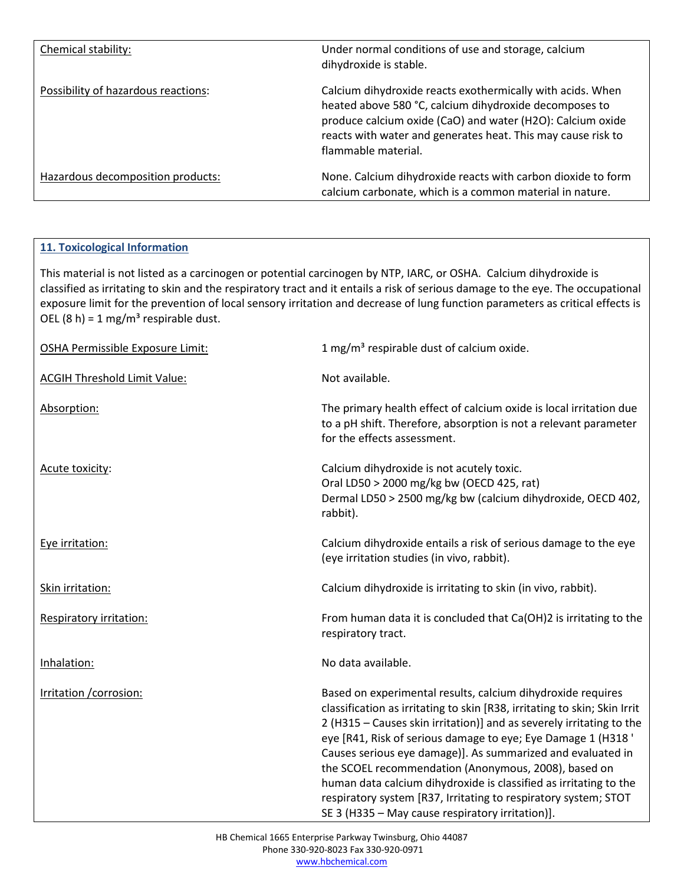| | |
|---|---|
| Chemical stability: | Under normal conditions of use and storage, calcium dihydroxide is stable. |
| Possibility of hazardous reactions: | Calcium dihydroxide reacts exothermically with acids. When heated above 580 °C, calcium dihydroxide decomposes to produce calcium oxide (CaO) and water ($H_2O$): Calcium oxide reacts with water and generates heat. This may cause risk to flammable material. |
| Hazardous decomposition products: | None. Calcium dihydroxide reacts with carbon dioxide to form calcium carbonate, which is a common material in nature. |

## 11. Toxicological Information

This material is not listed as a carcinogen or potential carcinogen by NTP, IARC, or OSHA. Calcium dihydroxide is classified as irritating to skin and the respiratory tract and it entails a risk of serious damage to the eye. The occupational exposure limit for the prevention of local sensory irritation and decrease of lung function parameters as critical effects is OEL (8 h) = 1 mg/m³ respirable dust.

| | |
|---|---|
| OSHA Permissible Exposure Limit: | 1 mg/m³ respirable dust of calcium oxide. |
| ACGIH Threshold Limit Value: | Not available. |
| Absorption: | The primary health effect of calcium oxide is local irritation due to a pH shift. Therefore, absorption is not a relevant parameter for the effects assessment. |
| Acute toxicity: | Calcium dihydroxide is not acutely toxic.<br>Oral LD50 > 2000 mg/kg bw (OECD 425, rat)<br>Dermal LD50 > 2500 mg/kg bw (calcium dihydroxide, OECD 402, rabbit). |
| Eye irritation: | Calcium dihydroxide entails a risk of serious damage to the eye (eye irritation studies (in vivo, rabbit). |
| Skin irritation: | Calcium dihydroxide is irritating to skin (in vivo, rabbit). |
| Respiratory irritation: | From human data it is concluded that $Ca(OH)_2$ is irritating to the respiratory tract. |
| Inhalation: | No data available. |
| Irritation /corrosion: | Based on experimental results, calcium dihydroxide requires classification as irritating to skin [R38, irritating to skin; Skin Irrit 2 (H315 – Causes skin irritation)] and as severely irritating to the eye [R41, Risk of serious damage to eye; Eye Damage 1 (H318 ' Causes serious eye damage)]. As summarized and evaluated in the SCOEL recommendation (Anonymous, 2008), based on human data calcium dihydroxide is classified as irritating to the respiratory system [R37, Irritating to respiratory system; STOT SE 3 (H335 – May cause respiratory irritation)]. |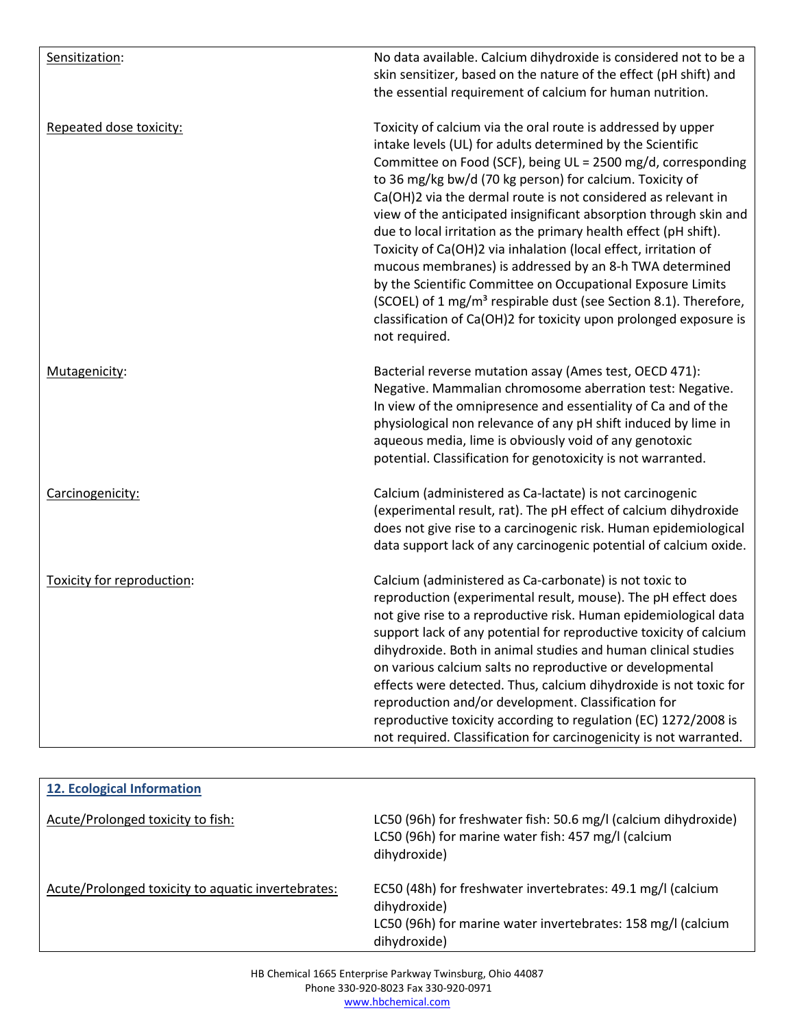| | |
|---|---|
| Sensitization: | No data available. Calcium dihydroxide is considered not to be a skin sensitizer, based on the nature of the effect (pH shift) and the essential requirement of calcium for human nutrition. |
| Repeated dose toxicity: | Toxicity of calcium via the oral route is addressed by upper intake levels (UL) for adults determined by the Scientific Committee on Food (SCF), being UL = 2500 mg/d, corresponding to 36 mg/kg bw/d (70 kg person) for calcium. Toxicity of $Ca(OH)_2$ via the dermal route is not considered as relevant in view of the anticipated insignificant absorption through skin and due to local irritation as the primary health effect (pH shift). Toxicity of $Ca(OH)_2$ via inhalation (local effect, irritation of mucous membranes) is addressed by an 8-h TWA determined by the Scientific Committee on Occupational Exposure Limits (SCOEL) of 1 mg/m³ respirable dust (see Section 8.1). Therefore, classification of $Ca(OH)_2$ for toxicity upon prolonged exposure is not required. |
| Mutagenicity: | Bacterial reverse mutation assay (Ames test, OECD 471): Negative. Mammalian chromosome aberration test: Negative. In view of the omnipresence and essentiality of Ca and of the physiological non relevance of any pH shift induced by lime in aqueous media, lime is obviously void of any genotoxic potential. Classification for genotoxicity is not warranted. |
| Carcinogenicity: | Calcium (administered as Ca-lactate) is not carcinogenic (experimental result, rat). The pH effect of calcium dihydroxide does not give rise to a carcinogenic risk. Human epidemiological data support lack of any carcinogenic potential of calcium oxide. |
| Toxicity for reproduction: | Calcium (administered as Ca-carbonate) is not toxic to reproduction (experimental result, mouse). The pH effect does not give rise to a reproductive risk. Human epidemiological data support lack of any potential for reproductive toxicity of calcium dihydroxide. Both in animal studies and human clinical studies on various calcium salts no reproductive or developmental effects were detected. Thus, calcium dihydroxide is not toxic for reproduction and/or development. Classification for reproductive toxicity according to regulation (EC) 1272/2008 is not required. Classification for carcinogenicity is not warranted. |

## 12. Ecological Information

| | |
|---|---|
| Acute/Prolonged toxicity to fish: | LC50 (96h) for freshwater fish: 50.6 mg/l (calcium dihydroxide)<br>LC50 (96h) for marine water fish: 457 mg/l (calcium dihydroxide) |
| Acute/Prolonged toxicity to aquatic invertebrates: | EC50 (48h) for freshwater invertebrates: 49.1 mg/l (calcium dihydroxide)<br>LC50 (96h) for marine water invertebrates: 158 mg/l (calcium dihydroxide) |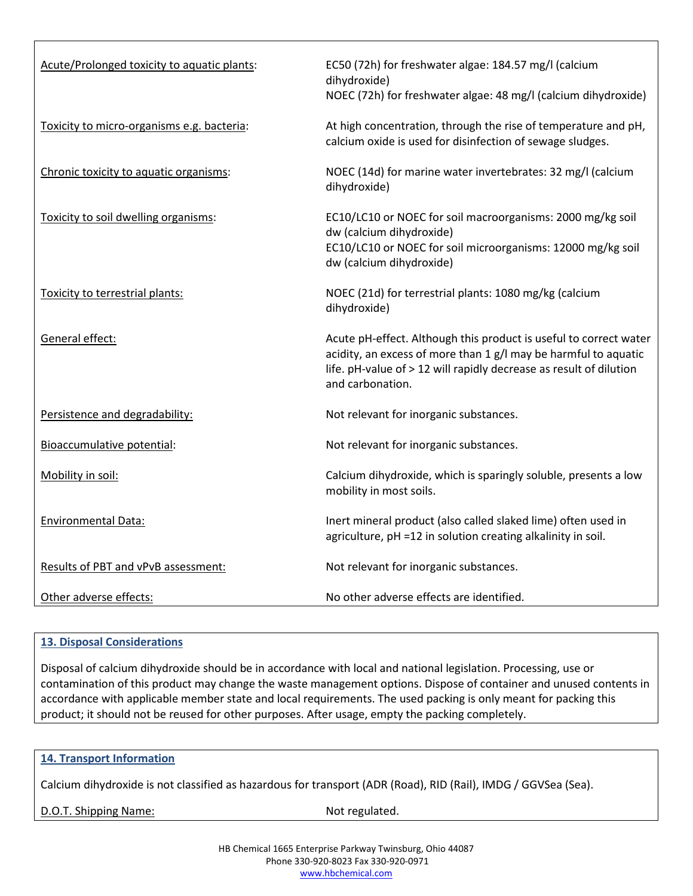| | |
|---|---|
| Acute/Prolonged toxicity to aquatic plants: | EC50 (72h) for freshwater algae: 184.57 mg/l (calcium dihydroxide)<br>NOEC (72h) for freshwater algae: 48 mg/l (calcium dihydroxide) |
| Toxicity to micro-organisms e.g. bacteria: | At high concentration, through the rise of temperature and pH, calcium oxide is used for disinfection of sewage sludges. |
| Chronic toxicity to aquatic organisms: | NOEC (14d) for marine water invertebrates: 32 mg/l (calcium dihydroxide) |
| Toxicity to soil dwelling organisms: | EC10/LC10 or NOEC for soil macroorganisms: 2000 mg/kg soil dw (calcium dihydroxide)<br>EC10/LC10 or NOEC for soil microorganisms: 12000 mg/kg soil dw (calcium dihydroxide) |
| Toxicity to terrestrial plants: | NOEC (21d) for terrestrial plants: 1080 mg/kg (calcium dihydroxide) |
| General effect: | Acute pH-effect. Although this product is useful to correct water acidity, an excess of more than 1 g/l may be harmful to aquatic life. pH-value of > 12 will rapidly decrease as result of dilution and carbonation. |
| Persistence and degradability: | Not relevant for inorganic substances. |
| Bioaccumulative potential: | Not relevant for inorganic substances. |
| Mobility in soil: | Calcium dihydroxide, which is sparingly soluble, presents a low mobility in most soils. |
| Environmental Data: | Inert mineral product (also called slaked lime) often used in agriculture, pH =12 in solution creating alkalinity in soil. |
| Results of PBT and vPvB assessment: | Not relevant for inorganic substances. |
| Other adverse effects: | No other adverse effects are identified. |

## 13. Disposal Considerations

Disposal of calcium dihydroxide should be in accordance with local and national legislation. Processing, use or contamination of this product may change the waste management options. Dispose of container and unused contents in accordance with applicable member state and local requirements. The used packing is only meant for packing this product; it should not be reused for other purposes. After usage, empty the packing completely.

## 14. Transport Information

Calcium dihydroxide is not classified as hazardous for transport (ADR (Road), RID (Rail), IMDG / GGVSea (Sea).

| | |
|---|---|
| D.O.T. Shipping Name: | Not regulated. |

HB Chemical 1665 Enterprise Parkway Twinsburg, Ohio 44087
Phone 330-920-8023 Fax 330-920-0971
www.hbchemical.com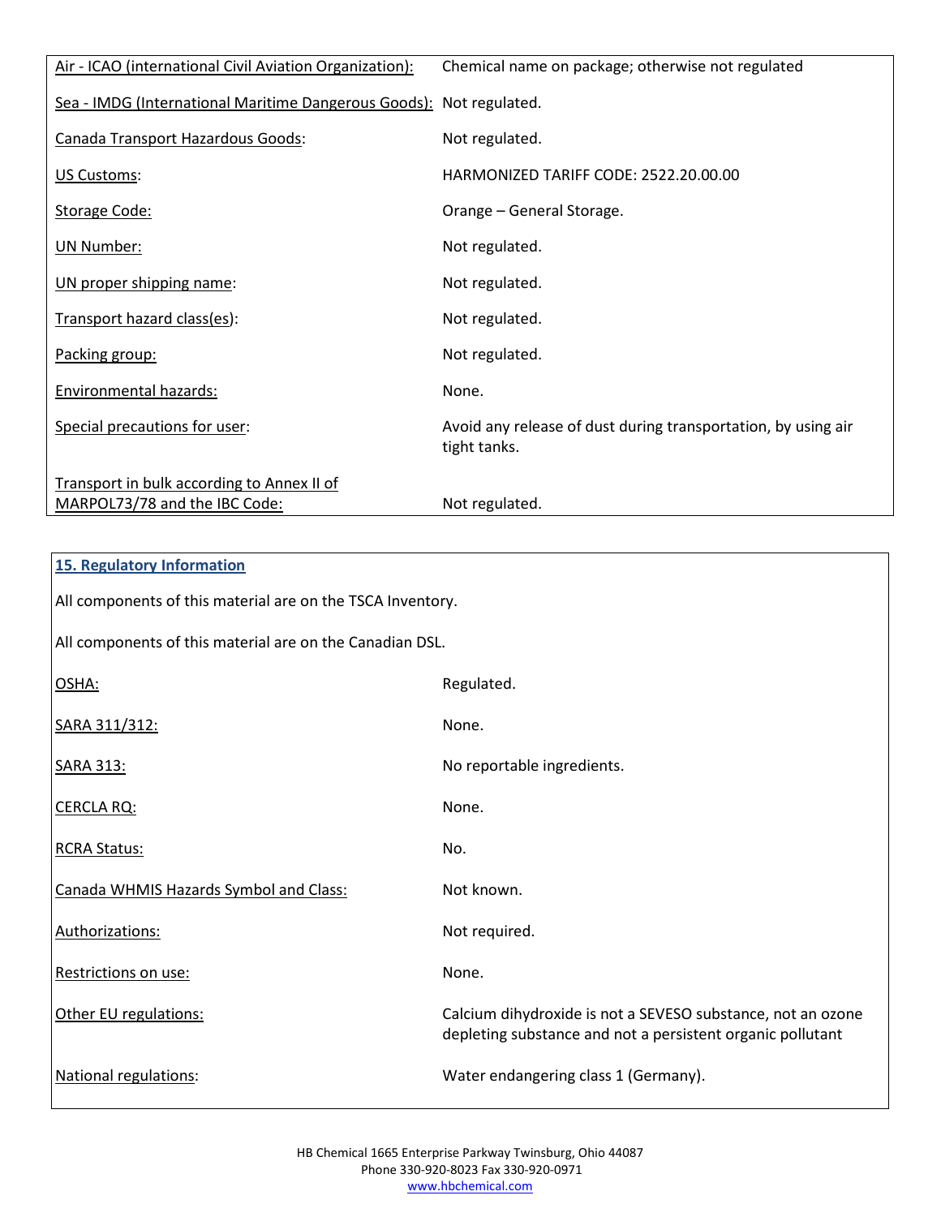| | |
|---|---|
| Air - ICAO (international Civil Aviation Organization): | Chemical name on package; otherwise not regulated |
| Sea - IMDG (International Maritime Dangerous Goods): | Not regulated. |
| Canada Transport Hazardous Goods: | Not regulated. |
| US Customs: | HARMONIZED TARIFF CODE: 2522.20.00.00 |
| Storage Code: | Orange – General Storage. |
| UN Number: | Not regulated. |
| UN proper shipping name: | Not regulated. |
| Transport hazard class(es): | Not regulated. |
| Packing group: | Not regulated. |
| Environmental hazards: | None. |
| Special precautions for user: | Avoid any release of dust during transportation, by using air tight tanks. |
| Transport in bulk according to Annex II of MARPOL73/78 and the IBC Code: | Not regulated. |

## 15. Regulatory Information

All components of this material are on the TSCA Inventory.

All components of this material are on the Canadian DSL.

| | |
|---|---|
| OSHA: | Regulated. |
| SARA 311/312: | None. |
| SARA 313: | No reportable ingredients. |
| CERCLA RQ: | None. |
| RCRA Status: | No. |
| Canada WHMIS Hazards Symbol and Class: | Not known. |
| Authorizations: | Not required. |
| Restrictions on use: | None. |
| Other EU regulations: | Calcium dihydroxide is not a SEVESO substance, not an ozone depleting substance and not a persistent organic pollutant |
| National regulations: | Water endangering class 1 (Germany). |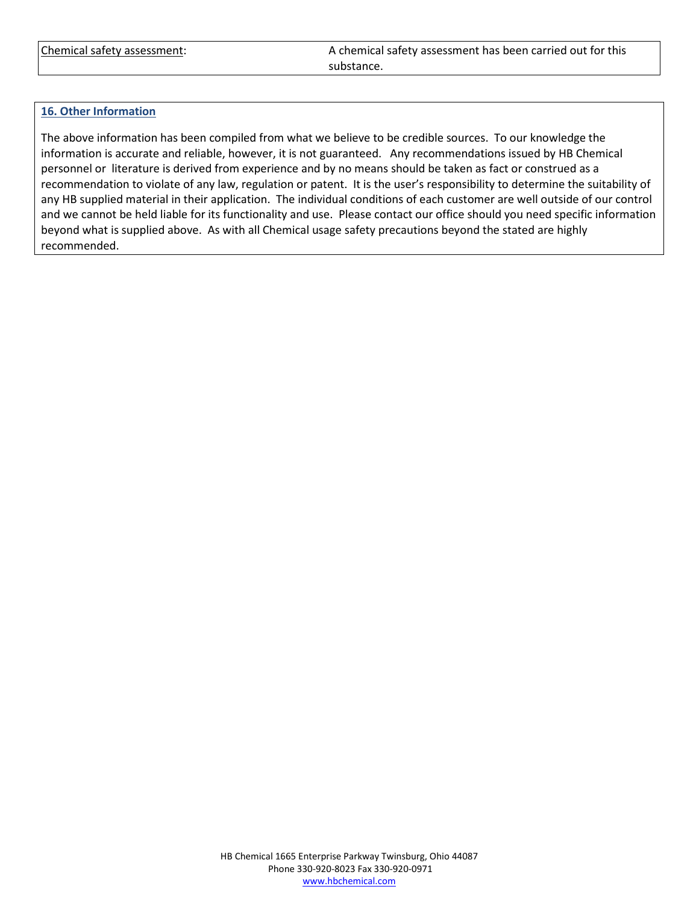| | |
|---|---|
| Chemical safety assessment: | A chemical safety assessment has been carried out for this substance. |

## 16. Other Information

The above information has been compiled from what we believe to be credible sources. To our knowledge the information is accurate and reliable, however, it is not guaranteed. Any recommendations issued by HB Chemical personnel or literature is derived from experience and by no means should be taken as fact or construed as a recommendation to violate of any law, regulation or patent. It is the user's responsibility to determine the suitability of any HB supplied material in their application. The individual conditions of each customer are well outside of our control and we cannot be held liable for its functionality and use. Please contact our office should you need specific information beyond what is supplied above. As with all Chemical usage safety precautions beyond the stated are highly recommended.